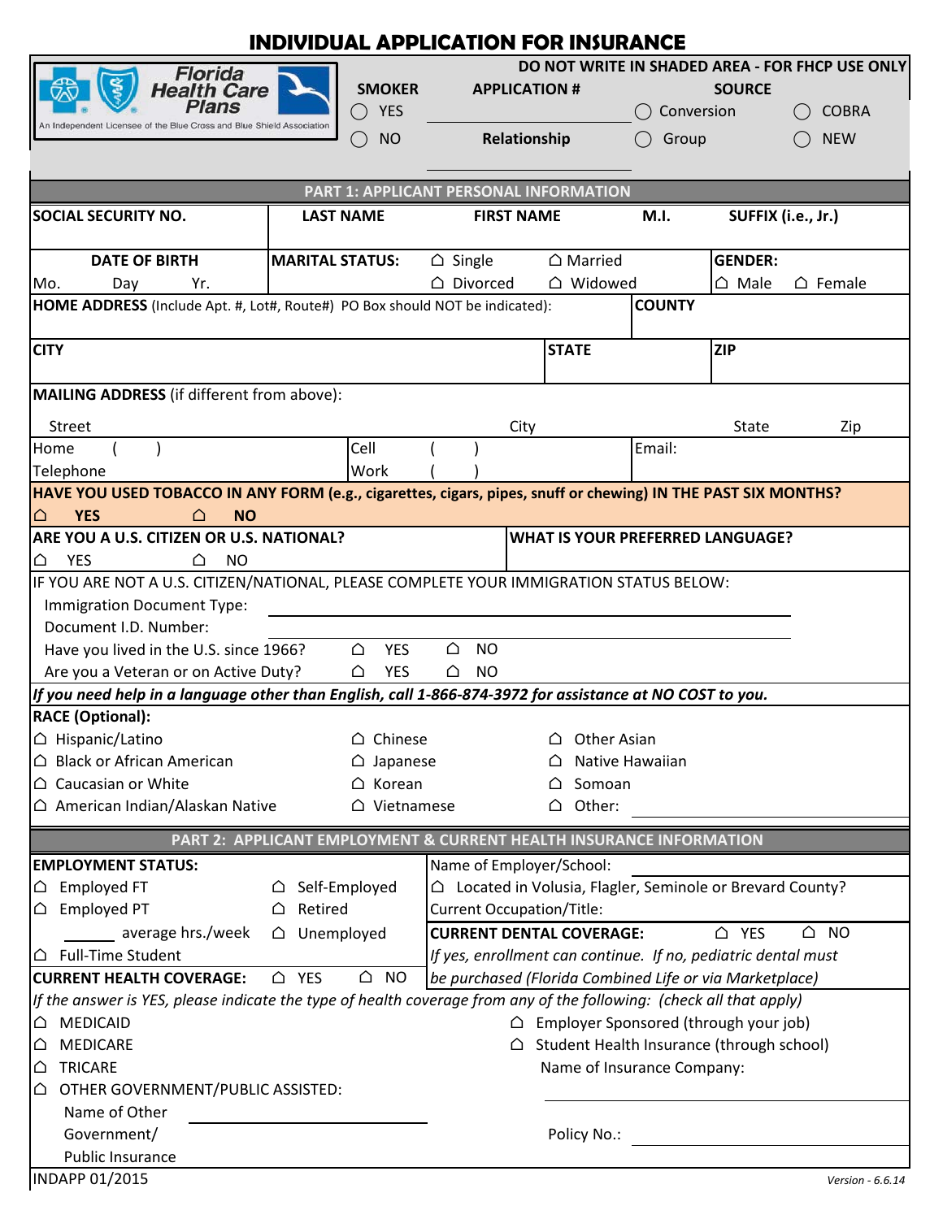# INDIVIDUAL APPLICATION FOR INSURANCE

**Florida Health Care Plans**
An Independent Licensee of the Blue Cross and Blue Shield Association

**DO NOT WRITE IN SHADED AREA - FOR FHCP USE ONLY**

| SMOKER | APPLICATION # | SOURCE | |
|---|---|---|---|
| ◯ YES | | ◯ Conversion | ◯ COBRA |
| ◯ NO | **Relationship** | ◯ Group | ◯ NEW |

## PART 1: APPLICANT PERSONAL INFORMATION

| SOCIAL SECURITY NO. | LAST NAME | FIRST NAME | M.I. | SUFFIX (i.e., Jr.) |
|---|---|---|---|---|
| | | | | |

**DATE OF BIRTH** Mo. Day Yr.

**MARITAL STATUS:** ☐ Single ☐ Married ☐ Divorced ☐ Widowed

**GENDER:** ☐ Male ☐ Female

**HOME ADDRESS** (Include Apt. #, Lot#, Route#) PO Box should NOT be indicated):

**COUNTY**

**CITY** | **STATE** | **ZIP**

**MAILING ADDRESS** (if different from above):

Street | City | State | Zip

Home Telephone ( ) | Cell ( ) | Work ( ) | Email:

**HAVE YOU USED TOBACCO IN ANY FORM (e.g., cigarettes, cigars, pipes, snuff or chewing) IN THE PAST SIX MONTHS?**

☐ **YES** ☐ **NO**

**ARE YOU A U.S. CITIZEN OR U.S. NATIONAL?**

☐ YES ☐ NO

**WHAT IS YOUR PREFERRED LANGUAGE?**

IF YOU ARE NOT A U.S. CITIZEN/NATIONAL, PLEASE COMPLETE YOUR IMMIGRATION STATUS BELOW:

Immigration Document Type: ____________________

Document I.D. Number: ____________________

Have you lived in the U.S. since 1966? ☐ YES ☐ NO

Are you a Veteran or on Active Duty? ☐ YES ☐ NO

***If you need help in a language other than English, call 1-866-874-3972 for assistance at NO COST to you.***

**RACE (Optional):**

| | | |
|---|---|---|
| ☐ Hispanic/Latino | ☐ Chinese | ☐ Other Asian |
| ☐ Black or African American | ☐ Japanese | ☐ Native Hawaiian |
| ☐ Caucasian or White | ☐ Korean | ☐ Somoan |
| ☐ American Indian/Alaskan Native | ☐ Vietnamese | ☐ Other: ________ |

## PART 2: APPLICANT EMPLOYMENT & CURRENT HEALTH INSURANCE INFORMATION

**EMPLOYMENT STATUS:**

☐ Employed FT ☐ Self-Employed

☐ Employed PT ☐ Retired

______ average hrs./week ☐ Unemployed

☐ Full-Time Student

Name of Employer/School: ____________________

☐ Located in Volusia, Flagler, Seminole or Brevard County?

Current Occupation/Title:

**CURRENT DENTAL COVERAGE:** ☐ YES ☐ NO

*If yes, enrollment can continue. If no, pediatric dental must be purchased (Florida Combined Life or via Marketplace)*

**CURRENT HEALTH COVERAGE:** ☐ YES ☐ NO

*If the answer is YES, please indicate the type of health coverage from any of the following: (check all that apply)*

☐ MEDICAID

☐ MEDICARE

☐ TRICARE

☐ OTHER GOVERNMENT/PUBLIC ASSISTED:

Name of Other Government/ Public Insurance ____________________

☐ Employer Sponsored (through your job)

☐ Student Health Insurance (through school)

Name of Insurance Company: ____________________

Policy No.: ____________________

INDAPP 01/2015 *Version - 6.6.14*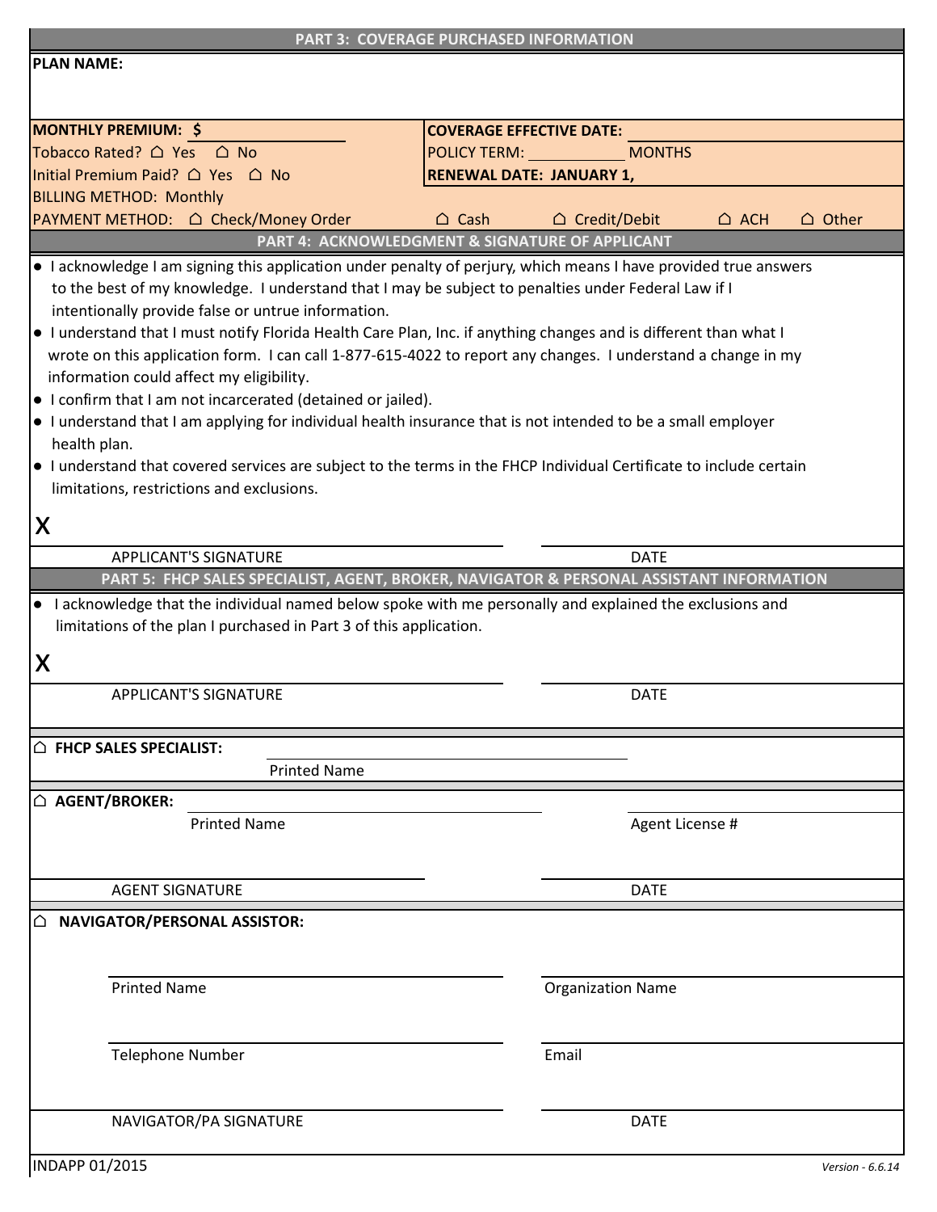## PART 3: COVERAGE PURCHASED INFORMATION

**PLAN NAME:**

**MONTHLY PREMIUM: $** ____________

**COVERAGE EFFECTIVE DATE:** ____________

Tobacco Rated? ☐ Yes ☐ No

POLICY TERM: ____________ MONTHS

Initial Premium Paid? ☐ Yes ☐ No

**RENEWAL DATE: JANUARY 1,**

BILLING METHOD: Monthly

PAYMENT METHOD: ☐ Check/Money Order ☐ Cash ☐ Credit/Debit ☐ ACH ☐ Other

## PART 4: ACKNOWLEDGMENT & SIGNATURE OF APPLICANT

- I acknowledge I am signing this application under penalty of perjury, which means I have provided true answers to the best of my knowledge. I understand that I may be subject to penalties under Federal Law if I intentionally provide false or untrue information.
- I understand that I must notify Florida Health Care Plan, Inc. if anything changes and is different than what I wrote on this application form. I can call 1-877-615-4022 to report any changes. I understand a change in my information could affect my eligibility.
- I confirm that I am not incarcerated (detained or jailed).
- I understand that I am applying for individual health insurance that is not intended to be a small employer health plan.
- I understand that covered services are subject to the terms in the FHCP Individual Certificate to include certain limitations, restrictions and exclusions.

X ____________________________ ____________________

APPLICANT'S SIGNATURE DATE

## PART 5: FHCP SALES SPECIALIST, AGENT, BROKER, NAVIGATOR & PERSONAL ASSISTANT INFORMATION

- I acknowledge that the individual named below spoke with me personally and explained the exclusions and limitations of the plan I purchased in Part 3 of this application.

X ____________________________ ____________________

APPLICANT'S SIGNATURE DATE

☐ **FHCP SALES SPECIALIST:** ____________________________

Printed Name

☐ **AGENT/BROKER:** ____________________________ ____________________

Printed Name Agent License #

____________________________ ____________________

AGENT SIGNATURE DATE

☐ **NAVIGATOR/PERSONAL ASSISTOR:**

____________________________ ____________________

Printed Name Organization Name

____________________________ ____________________

Telephone Number Email

____________________________ ____________________

NAVIGATOR/PA SIGNATURE DATE

INDAPP 01/2015

*Version - 6.6.14*